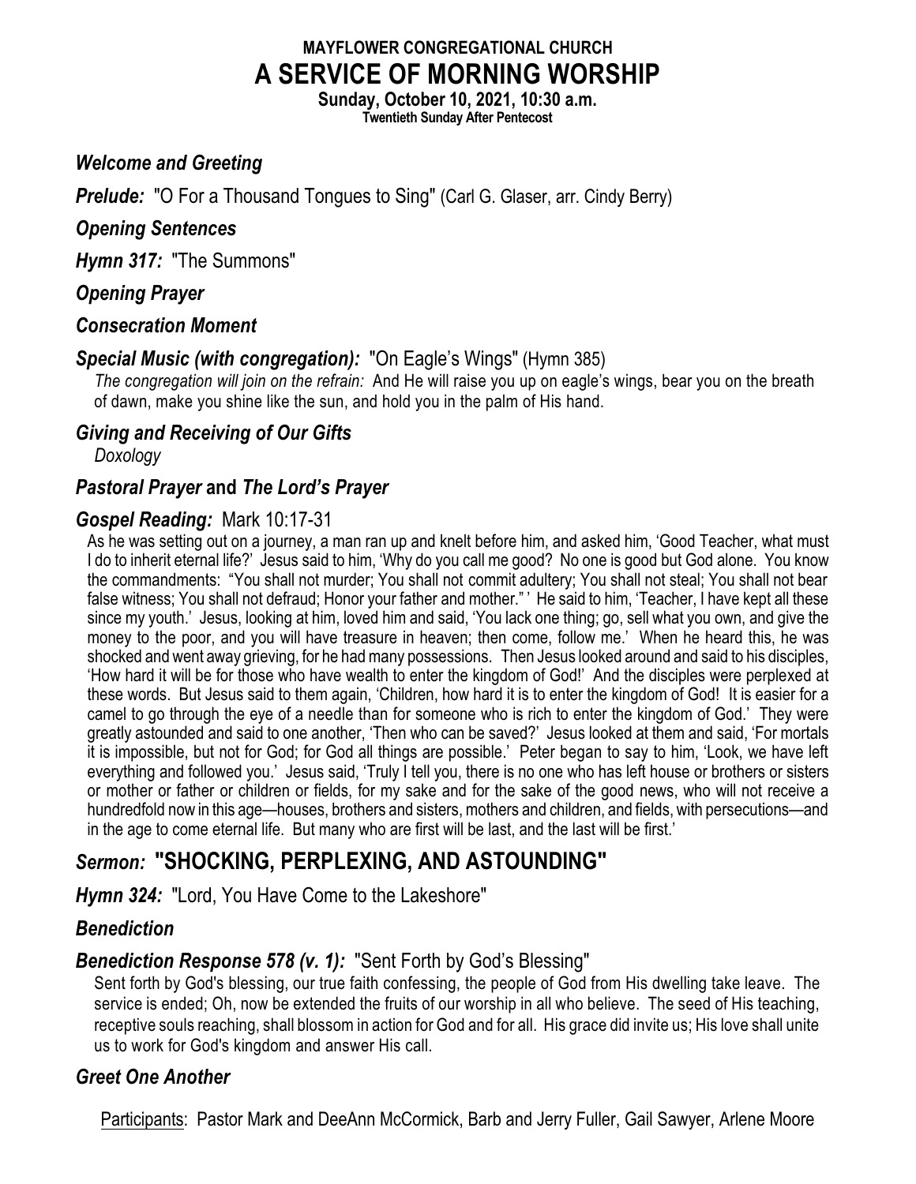**MAYFLOWER CONGREGATIONAL CHURCH**

# A SERVICE OF MORNING WORSHIP

**Sunday, October 10, 2021, 10:30 a.m.**
**Twentieth Sunday After Pentecost**

***Welcome and Greeting***

***Prelude:*** "O For a Thousand Tongues to Sing" (Carl G. Glaser, arr. Cindy Berry)

***Opening Sentences***

***Hymn 317:*** "The Summons"

***Opening Prayer***

***Consecration Moment***

***Special Music (with congregation):*** "On Eagle's Wings" (Hymn 385)

*The congregation will join on the refrain:* And He will raise you up on eagle's wings, bear you on the breath of dawn, make you shine like the sun, and hold you in the palm of His hand.

***Giving and Receiving of Our Gifts***

*Doxology*

***Pastoral Prayer* and *The Lord's Prayer***

***Gospel Reading:*** Mark 10:17-31

As he was setting out on a journey, a man ran up and knelt before him, and asked him, 'Good Teacher, what must I do to inherit eternal life?' Jesus said to him, 'Why do you call me good? No one is good but God alone. You know the commandments: "You shall not murder; You shall not commit adultery; You shall not steal; You shall not bear false witness; You shall not defraud; Honor your father and mother." ' He said to him, 'Teacher, I have kept all these since my youth.' Jesus, looking at him, loved him and said, 'You lack one thing; go, sell what you own, and give the money to the poor, and you will have treasure in heaven; then come, follow me.' When he heard this, he was shocked and went away grieving, for he had many possessions. Then Jesus looked around and said to his disciples, 'How hard it will be for those who have wealth to enter the kingdom of God!' And the disciples were perplexed at these words. But Jesus said to them again, 'Children, how hard it is to enter the kingdom of God! It is easier for a camel to go through the eye of a needle than for someone who is rich to enter the kingdom of God.' They were greatly astounded and said to one another, 'Then who can be saved?' Jesus looked at them and said, 'For mortals it is impossible, but not for God; for God all things are possible.' Peter began to say to him, 'Look, we have left everything and followed you.' Jesus said, 'Truly I tell you, there is no one who has left house or brothers or sisters or mother or father or children or fields, for my sake and for the sake of the good news, who will not receive a hundredfold now in this age—houses, brothers and sisters, mothers and children, and fields, with persecutions—and in the age to come eternal life. But many who are first will be last, and the last will be first.'

## *Sermon:* "SHOCKING, PERPLEXING, AND ASTOUNDING"

***Hymn 324:*** "Lord, You Have Come to the Lakeshore"

***Benediction***

***Benediction Response 578 (v. 1):*** "Sent Forth by God's Blessing"

Sent forth by God's blessing, our true faith confessing, the people of God from His dwelling take leave. The service is ended; Oh, now be extended the fruits of our worship in all who believe. The seed of His teaching, receptive souls reaching, shall blossom in action for God and for all. His grace did invite us; His love shall unite us to work for God's kingdom and answer His call.

***Greet One Another***

Participants: Pastor Mark and DeeAnn McCormick, Barb and Jerry Fuller, Gail Sawyer, Arlene Moore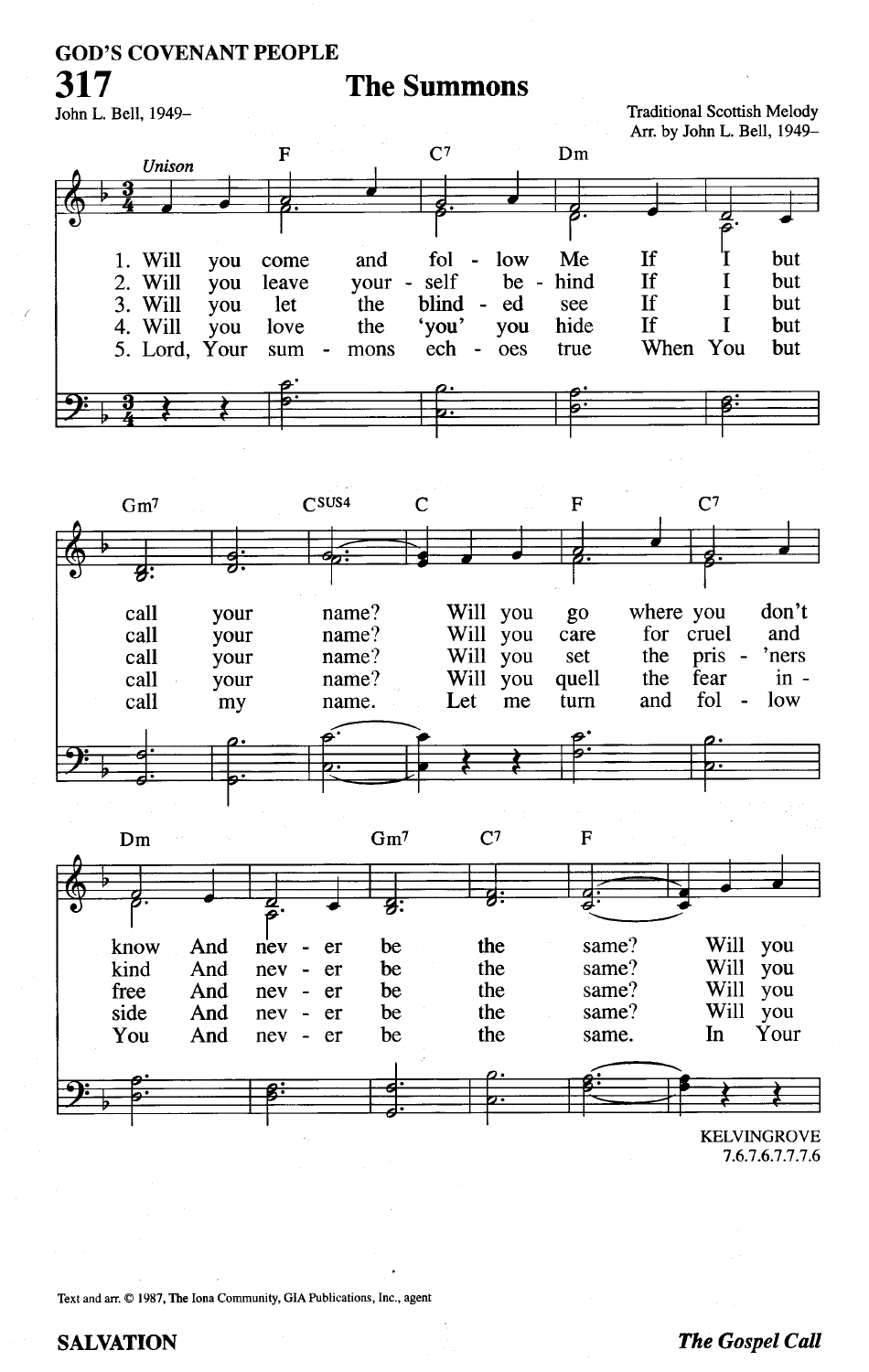GOD'S COVENANT PEOPLE

# 317 The Summons

John L. Bell, 1949–

Traditional Scottish Melody
Arr. by John L. Bell, 1949–

*Unison*

1. Will you come and follow Me If I but call your name? Will you go where you don't know And never be the same? Will you
2. Will you leave yourself behind If I but call your name? Will you care for cruel and kind And never be the same? Will you
3. Will you let the blinded see If I but call your name? Will you set the pris'ners free And never be the same? Will you
4. Will you love the 'you' you hide If I but call your name? Will you quell the fear inside And never be the same? Will you
5. Lord, Your summons echoes true When You but call my name. Let me turn and follow You And never be the same. In Your

KELVINGROVE
7.6.7.6.7.7.7.6

Text and arr. © 1987, The Iona Community, GIA Publications, Inc., agent

SALVATION

*The Gospel Call*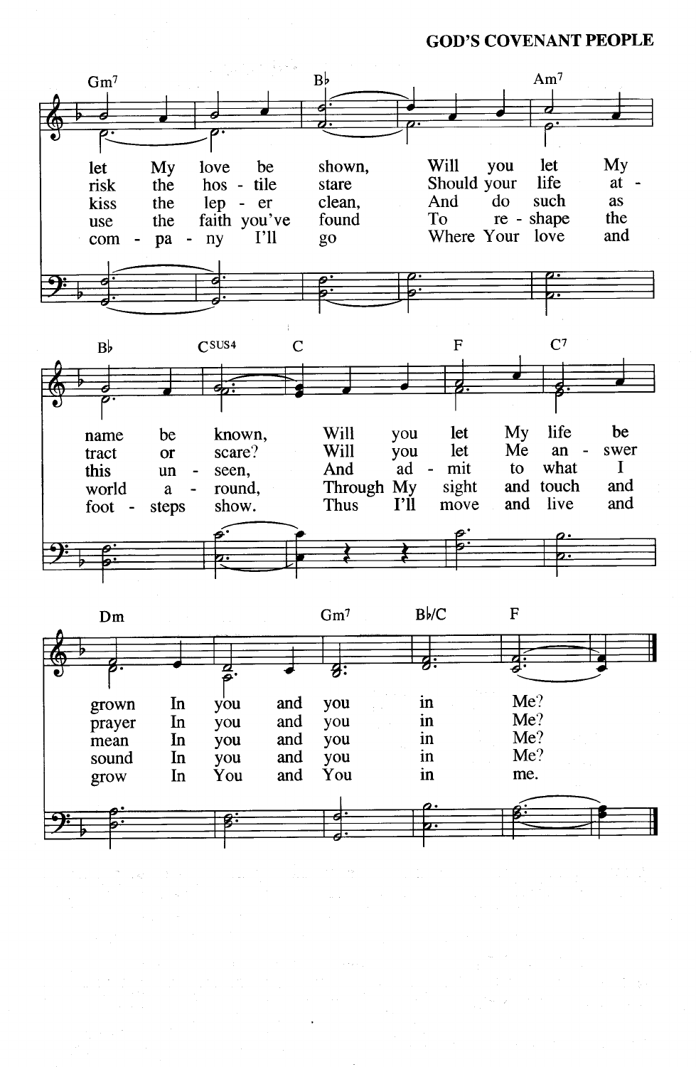# GOD'S COVENANT PEOPLE

Gm7 — B♭ — Am7

let My love be shown, Will you let My name be known,
risk the hos - tile stare Should your life at - tract or scare?
kiss the lep - er clean, And do such as this un - seen,
use the faith you've found To re - shape the world a - round,
com - pa - ny I'll go Where Your love and foot - steps show.

B♭ — Csus4 — C — F — C7

Will you let My life be grown In you and you in Me?
Will you let Me an - swer prayer In you and you in Me?
And ad - mit to what I mean In you and you in Me?
Through My sight and touch and sound In you and you in Me?
Thus I'll move and live and grow In You and You in me.

Dm — Gm7 — B♭/C — F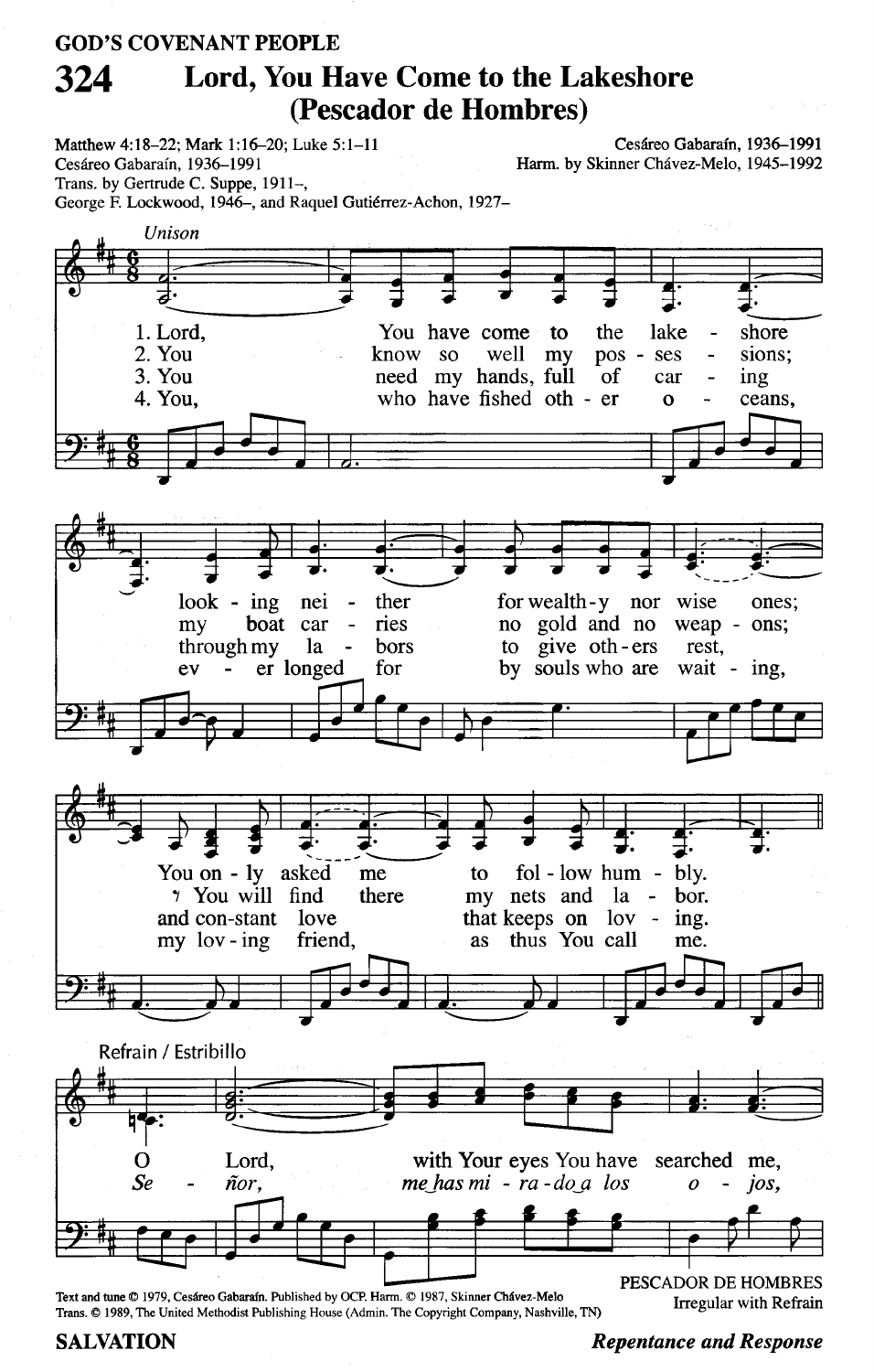GOD'S COVENANT PEOPLE

# 324 Lord, You Have Come to the Lakeshore (Pescador de Hombres)

Matthew 4:18–22; Mark 1:16–20; Luke 5:1–11
Cesáreo Gabaraín, 1936–1991
Trans. by Gertrude C. Suppe, 1911–,
George F. Lockwood, 1946–, and Raquel Gutiérrez-Achon, 1927–

Cesáreo Gabaraín, 1936–1991
Harm. by Skinner Chávez-Melo, 1945–1992

*Unison*

1. Lord, You have come to the lakeshore looking neither for wealthy nor wise ones; You only asked me to follow humbly.
2. You know so well my possessions; my boat carries no gold and no weapons; You will find there my nets and labor.
3. You need my hands, full of caring through my labors to give others rest, and constant love that keeps on loving.
4. You, who have fished other oceans, ever longed for by souls who are waiting, my loving friend, as thus You call me.

Refrain / Estribillo

O Lord, with Your eyes You have searched me,
*Señor, me has mirado a los ojos,*

Text and tune © 1979, Cesáreo Gabaraín. Published by OCP. Harm. © 1987, Skinner Chávez-Melo
Trans. © 1989, The United Methodist Publishing House (Admin. The Copyright Company, Nashville, TN)

PESCADOR DE HOMBRES
Irregular with Refrain

SALVATION

*Repentance and Response*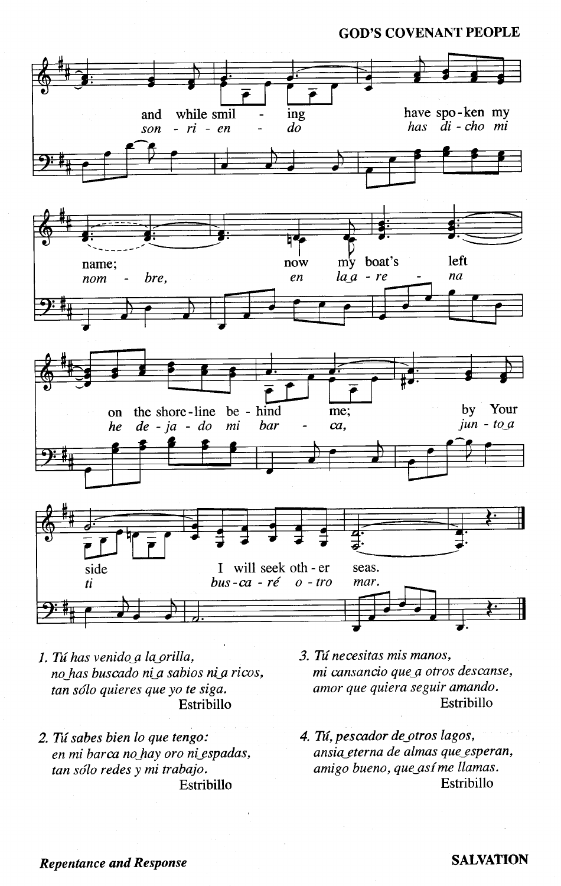1. *Tú has venido a la orilla,*
   *no has buscado ni a sabios ni a ricos,*
   *tan sólo quieres que yo te siga.*
   Estribillo

2. *Tú sabes bien lo que tengo:*
   *en mi barca no hay oro ni espadas,*
   *tan sólo redes y mi trabajo.*
   Estribillo

3. *Tú necesitas mis manos,*
   *mi cansancio que a otros descanse,*
   *amor que quiera seguir amando.*
   Estribillo

4. *Tú, pescador de otros lagos,*
   *ansia eterna de almas que esperan,*
   *amigo bueno, que así me llamas.*
   Estribillo